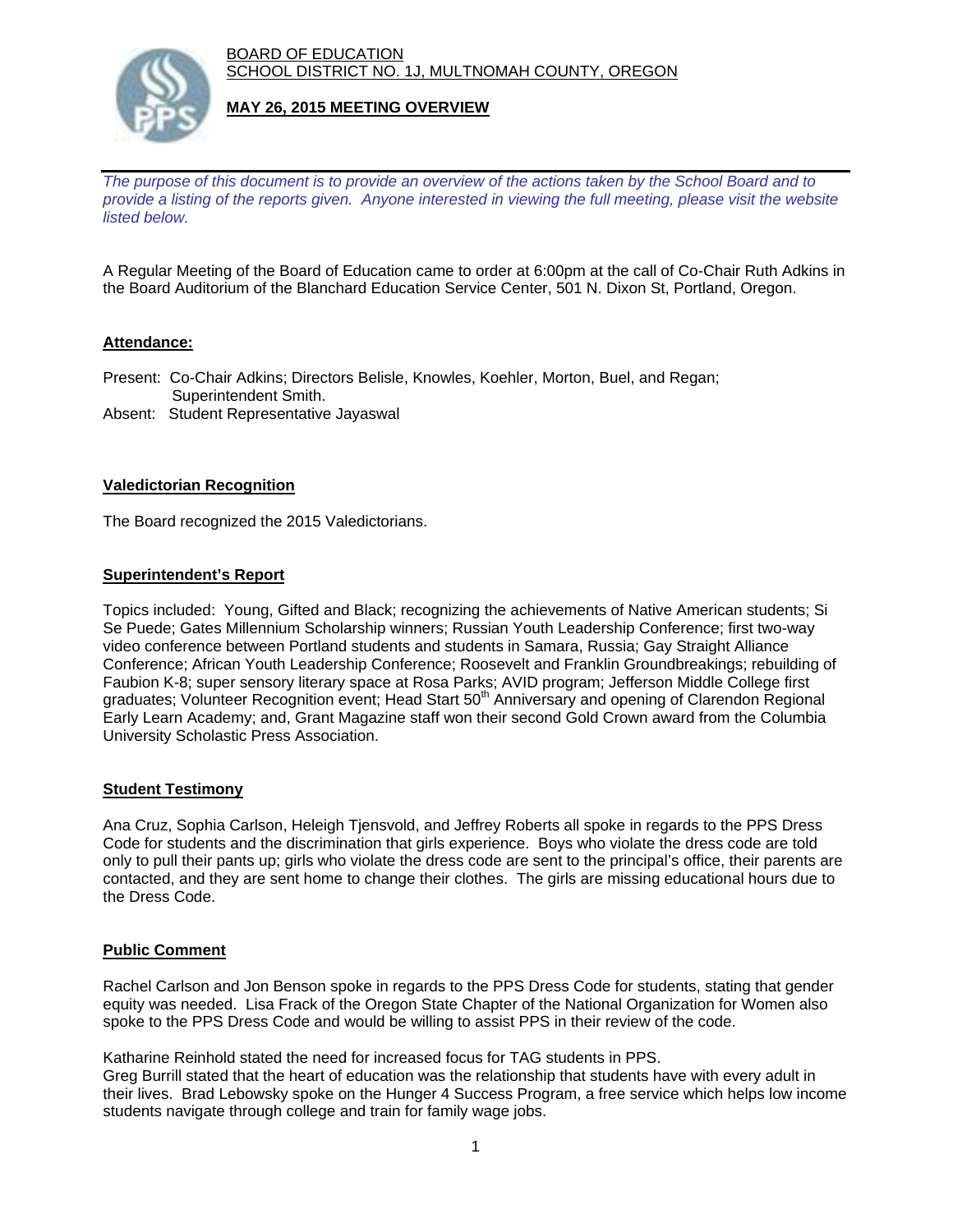BOARD OF EDUCATION
SCHOOL DISTRICT NO. 1J, MULTNOMAH COUNTY, OREGON

**MAY 26, 2015 MEETING OVERVIEW**

*The purpose of this document is to provide an overview of the actions taken by the School Board and to provide a listing of the reports given. Anyone interested in viewing the full meeting, please visit the website listed below.*

A Regular Meeting of the Board of Education came to order at 6:00pm at the call of Co-Chair Ruth Adkins in the Board Auditorium of the Blanchard Education Service Center, 501 N. Dixon St, Portland, Oregon.

## Attendance:

Present: Co-Chair Adkins; Directors Belisle, Knowles, Koehler, Morton, Buel, and Regan; Superintendent Smith.
Absent: Student Representative Jayaswal

## Valedictorian Recognition

The Board recognized the 2015 Valedictorians.

## Superintendent's Report

Topics included: Young, Gifted and Black; recognizing the achievements of Native American students; Si Se Puede; Gates Millennium Scholarship winners; Russian Youth Leadership Conference; first two-way video conference between Portland students and students in Samara, Russia; Gay Straight Alliance Conference; African Youth Leadership Conference; Roosevelt and Franklin Groundbreakings; rebuilding of Faubion K-8; super sensory literary space at Rosa Parks; AVID program; Jefferson Middle College first graduates; Volunteer Recognition event; Head Start 50th Anniversary and opening of Clarendon Regional Early Learn Academy; and, Grant Magazine staff won their second Gold Crown award from the Columbia University Scholastic Press Association.

## Student Testimony

Ana Cruz, Sophia Carlson, Heleigh Tjensvold, and Jeffrey Roberts all spoke in regards to the PPS Dress Code for students and the discrimination that girls experience. Boys who violate the dress code are told only to pull their pants up; girls who violate the dress code are sent to the principal's office, their parents are contacted, and they are sent home to change their clothes. The girls are missing educational hours due to the Dress Code.

## Public Comment

Rachel Carlson and Jon Benson spoke in regards to the PPS Dress Code for students, stating that gender equity was needed. Lisa Frack of the Oregon State Chapter of the National Organization for Women also spoke to the PPS Dress Code and would be willing to assist PPS in their review of the code.

Katharine Reinhold stated the need for increased focus for TAG students in PPS.
Greg Burrill stated that the heart of education was the relationship that students have with every adult in their lives. Brad Lebowsky spoke on the Hunger 4 Success Program, a free service which helps low income students navigate through college and train for family wage jobs.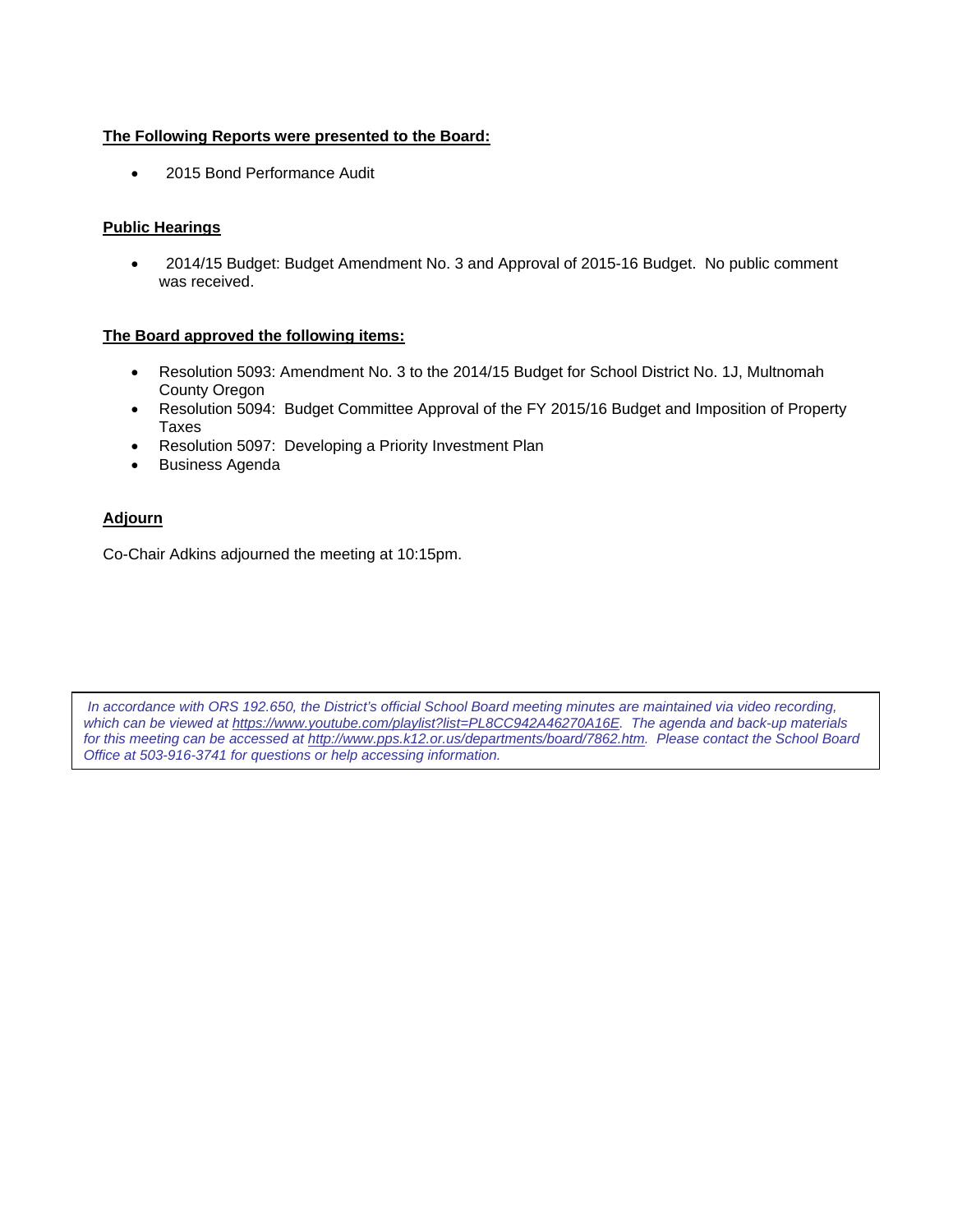**The Following Reports were presented to the Board:**

- 2015 Bond Performance Audit

**Public Hearings**

- 2014/15 Budget: Budget Amendment No. 3 and Approval of 2015-16 Budget. No public comment was received.

**The Board approved the following items:**

- Resolution 5093: Amendment No. 3 to the 2014/15 Budget for School District No. 1J, Multnomah County Oregon
- Resolution 5094: Budget Committee Approval of the FY 2015/16 Budget and Imposition of Property Taxes
- Resolution 5097: Developing a Priority Investment Plan
- Business Agenda

**Adjourn**

Co-Chair Adkins adjourned the meeting at 10:15pm.

*In accordance with ORS 192.650, the District's official School Board meeting minutes are maintained via video recording, which can be viewed at https://www.youtube.com/playlist?list=PL8CC942A46270A16E. The agenda and back-up materials for this meeting can be accessed at http://www.pps.k12.or.us/departments/board/7862.htm. Please contact the School Board Office at 503-916-3741 for questions or help accessing information.*